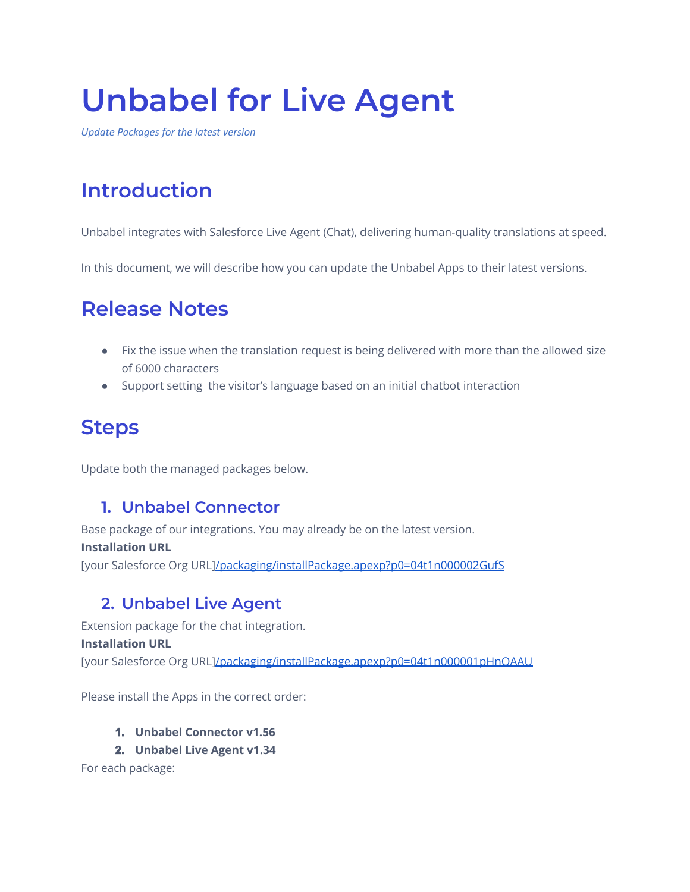# Unbabel for Live Agent

*Update Packages for the latest version*

## Introduction

Unbabel integrates with Salesforce Live Agent (Chat), delivering human-quality translations at speed.

In this document, we will describe how you can update the Unbabel Apps to their latest versions.

## Release Notes

- Fix the issue when the translation request is being delivered with more than the allowed size of 6000 characters
- Support setting  the visitor's language based on an initial chatbot interaction

## Steps

Update both the managed packages below.

### 1. Unbabel Connector

Base package of our integrations. You may already be on the latest version.

**Installation URL**

[your Salesforce Org URL]/packaging/installPackage.apexp?p0=04t1n000002GufS

### 2. Unbabel Live Agent

Extension package for the chat integration.

**Installation URL**

[your Salesforce Org URL]/packaging/installPackage.apexp?p0=04t1n000001pHnOAAU

Please install the Apps in the correct order:

1. **Unbabel Connector v1.56**
2. **Unbabel Live Agent v1.34**

For each package: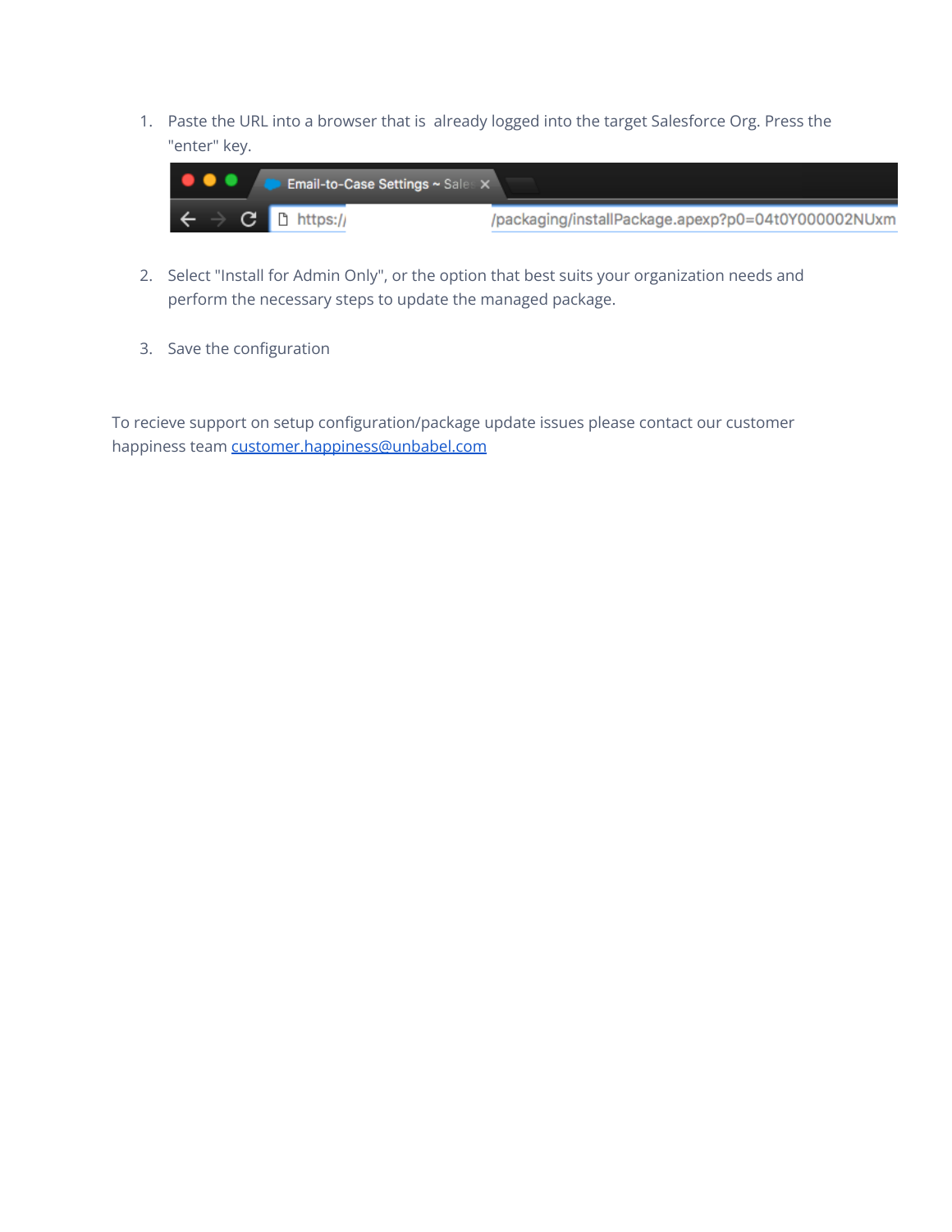1. Paste the URL into a browser that is already logged into the target Salesforce Org. Press the "enter" key.

2. Select "Install for Admin Only", or the option that best suits your organization needs and perform the necessary steps to update the managed package.

3. Save the configuration

To recieve support on setup configuration/package update issues please contact our customer happiness team [customer.happiness@unbabel.com](mailto:customer.happiness@unbabel.com)